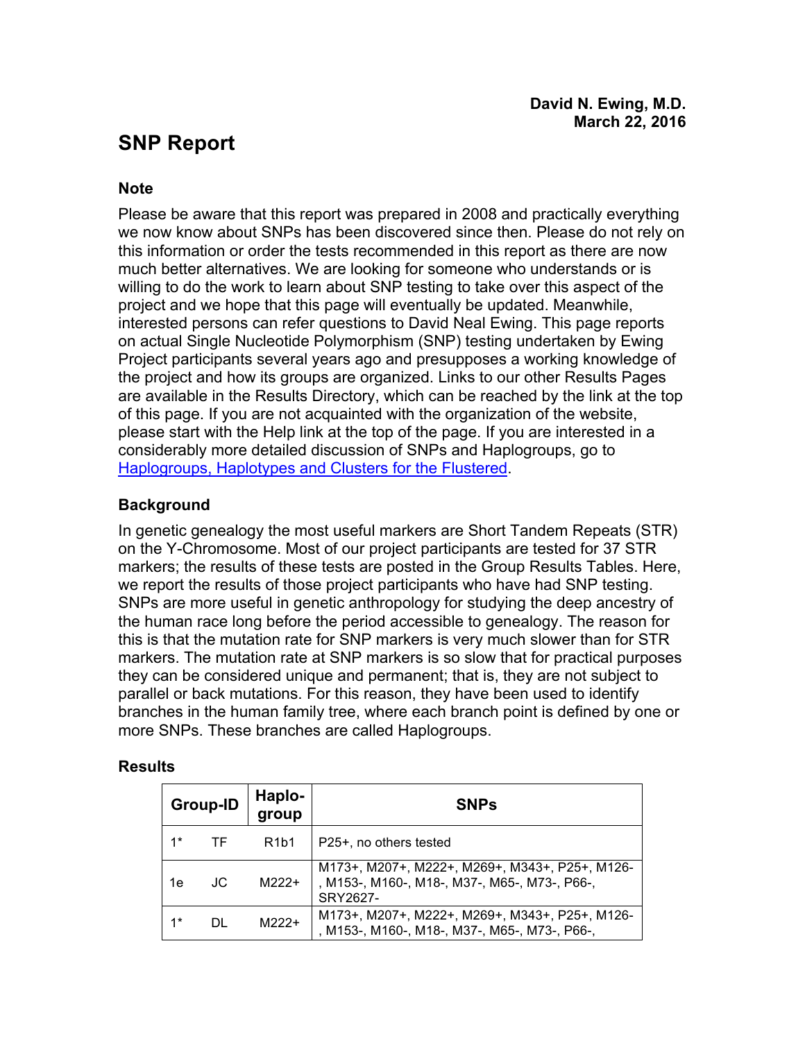**David N. Ewing, M.D.**
**March 22, 2016**

# SNP Report

### Note

Please be aware that this report was prepared in 2008 and practically everything we now know about SNPs has been discovered since then. Please do not rely on this information or order the tests recommended in this report as there are now much better alternatives. We are looking for someone who understands or is willing to do the work to learn about SNP testing to take over this aspect of the project and we hope that this page will eventually be updated. Meanwhile, interested persons can refer questions to David Neal Ewing. This page reports on actual Single Nucleotide Polymorphism (SNP) testing undertaken by Ewing Project participants several years ago and presupposes a working knowledge of the project and how its groups are organized. Links to our other Results Pages are available in the Results Directory, which can be reached by the link at the top of this page. If you are not acquainted with the organization of the website, please start with the Help link at the top of the page. If you are interested in a considerably more detailed discussion of SNPs and Haplogroups, go to [Haplogroups, Haplotypes and Clusters for the Flustered](Haplogroups, Haplotypes and Clusters for the Flustered).

### Background

In genetic genealogy the most useful markers are Short Tandem Repeats (STR) on the Y-Chromosome. Most of our project participants are tested for 37 STR markers; the results of these tests are posted in the Group Results Tables. Here, we report the results of those project participants who have had SNP testing. SNPs are more useful in genetic anthropology for studying the deep ancestry of the human race long before the period accessible to genealogy. The reason for this is that the mutation rate for SNP markers is very much slower than for STR markers. The mutation rate at SNP markers is so slow that for practical purposes they can be considered unique and permanent; that is, they are not subject to parallel or back mutations. For this reason, they have been used to identify branches in the human family tree, where each branch point is defined by one or more SNPs. These branches are called Haplogroups.

### Results

| Group-ID | | Haplo-group | SNPs |
|---|---|---|---|
| 1* | TF | R1b1 | P25+, no others tested |
| 1e | JC | M222+ | M173+, M207+, M222+, M269+, M343+, P25+, M126-, M153-, M160-, M18-, M37-, M65-, M73-, P66-, SRY2627- |
| 1* | DL | M222+ | M173+, M207+, M222+, M269+, M343+, P25+, M126-, M153-, M160-, M18-, M37-, M65-, M73-, P66-, |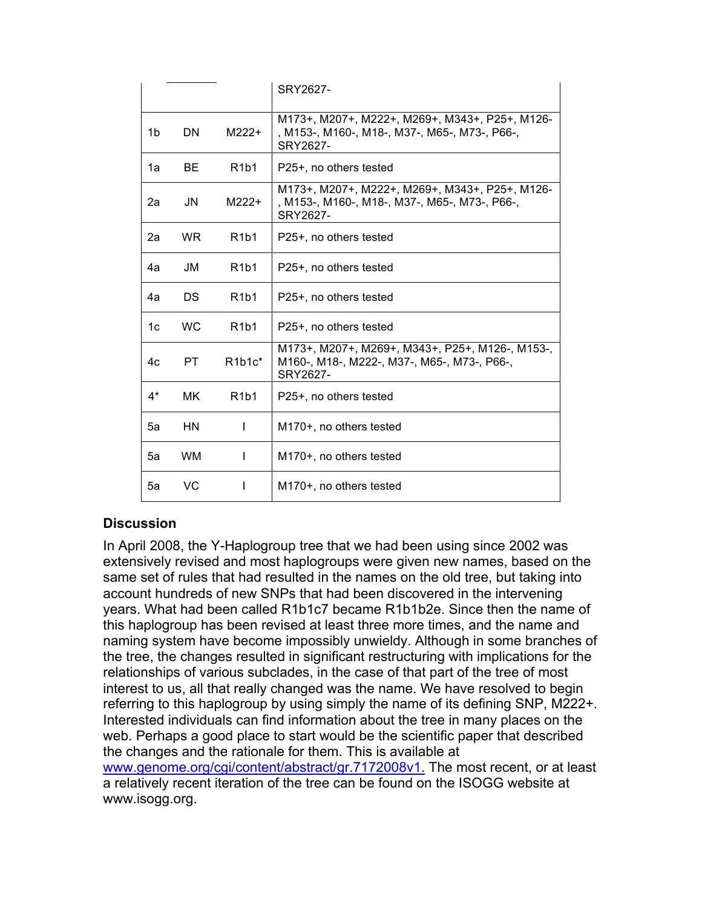| | | | SRY2627- |
|---|---|---|---|
| 1b | DN | M222+ | M173+, M207+, M222+, M269+, M343+, P25+, M126-, M153-, M160-, M18-, M37-, M65-, M73-, P66-, SRY2627- |
| 1a | BE | R1b1 | P25+, no others tested |
| 2a | JN | M222+ | M173+, M207+, M222+, M269+, M343+, P25+, M126-, M153-, M160-, M18-, M37-, M65-, M73-, P66-, SRY2627- |
| 2a | WR | R1b1 | P25+, no others tested |
| 4a | JM | R1b1 | P25+, no others tested |
| 4a | DS | R1b1 | P25+, no others tested |
| 1c | WC | R1b1 | P25+, no others tested |
| 4c | PT | R1b1c* | M173+, M207+, M269+, M343+, P25+, M126-, M153-, M160-, M18-, M222-, M37-, M65-, M73-, P66-, SRY2627- |
| 4* | MK | R1b1 | P25+, no others tested |
| 5a | HN | I | M170+, no others tested |
| 5a | WM | I | M170+, no others tested |
| 5a | VC | I | M170+, no others tested |

## Discussion

In April 2008, the Y-Haplogroup tree that we had been using since 2002 was extensively revised and most haplogroups were given new names, based on the same set of rules that had resulted in the names on the old tree, but taking into account hundreds of new SNPs that had been discovered in the intervening years. What had been called R1b1c7 became R1b1b2e. Since then the name of this haplogroup has been revised at least three more times, and the name and naming system have become impossibly unwieldy. Although in some branches of the tree, the changes resulted in significant restructuring with implications for the relationships of various subclades, in the case of that part of the tree of most interest to us, all that really changed was the name. We have resolved to begin referring to this haplogroup by using simply the name of its defining SNP, M222+. Interested individuals can find information about the tree in many places on the web. Perhaps a good place to start would be the scientific paper that described the changes and the rationale for them. This is available at www.genome.org/cgi/content/abstract/gr.7172008v1. The most recent, or at least a relatively recent iteration of the tree can be found on the ISOGG website at www.isogg.org.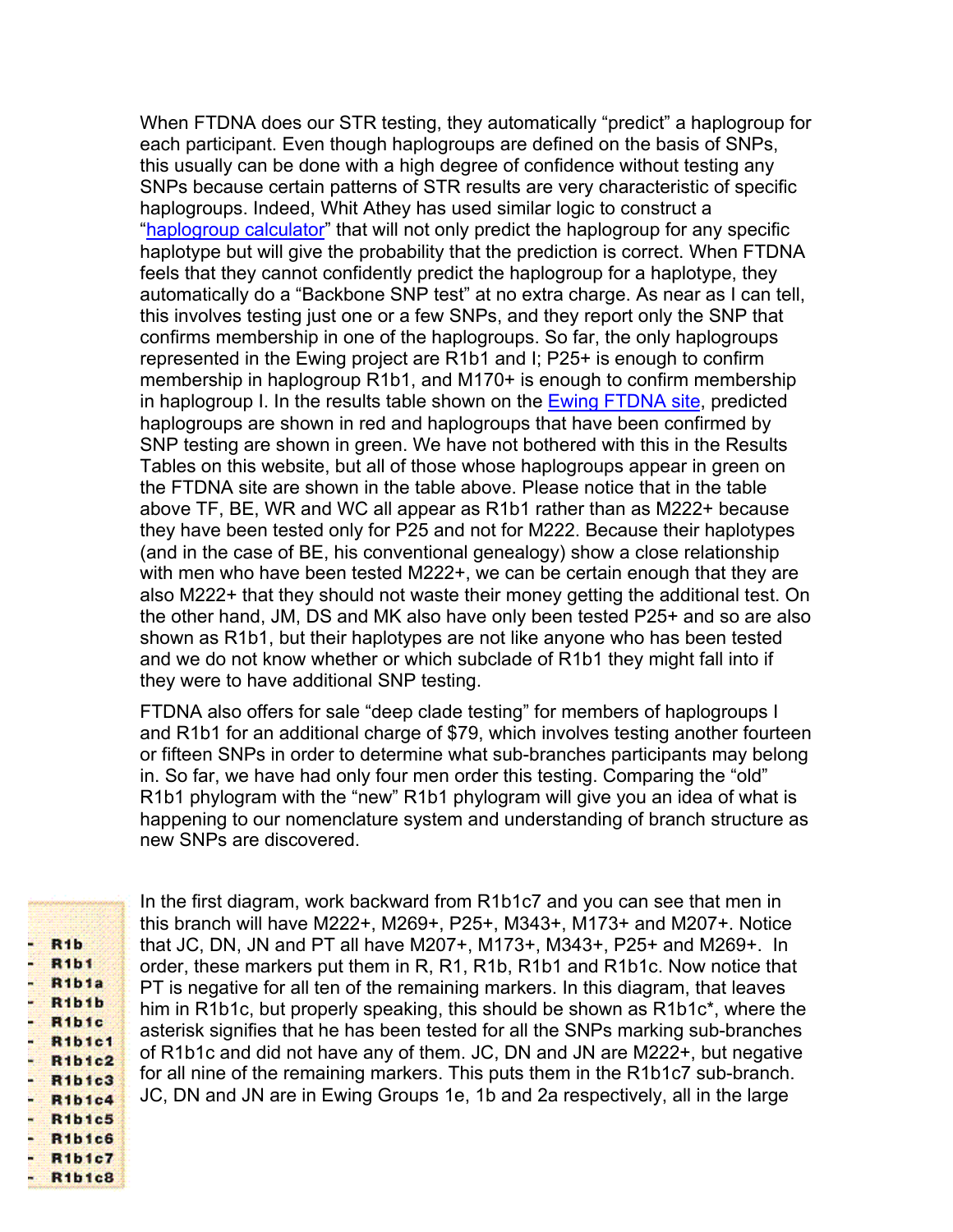When FTDNA does our STR testing, they automatically “predict” a haplogroup for each participant. Even though haplogroups are defined on the basis of SNPs, this usually can be done with a high degree of confidence without testing any SNPs because certain patterns of STR results are very characteristic of specific haplogroups. Indeed, Whit Athey has used similar logic to construct a “haplogroup calculator” that will not only predict the haplogroup for any specific haplotype but will give the probability that the prediction is correct. When FTDNA feels that they cannot confidently predict the haplogroup for a haplotype, they automatically do a “Backbone SNP test” at no extra charge. As near as I can tell, this involves testing just one or a few SNPs, and they report only the SNP that confirms membership in one of the haplogroups. So far, the only haplogroups represented in the Ewing project are R1b1 and I; P25+ is enough to confirm membership in haplogroup R1b1, and M170+ is enough to confirm membership in haplogroup I. In the results table shown on the Ewing FTDNA site, predicted haplogroups are shown in red and haplogroups that have been confirmed by SNP testing are shown in green. We have not bothered with this in the Results Tables on this website, but all of those whose haplogroups appear in green on the FTDNA site are shown in the table above. Please notice that in the table above TF, BE, WR and WC all appear as R1b1 rather than as M222+ because they have been tested only for P25 and not for M222. Because their haplotypes (and in the case of BE, his conventional genealogy) show a close relationship with men who have been tested M222+, we can be certain enough that they are also M222+ that they should not waste their money getting the additional test. On the other hand, JM, DS and MK also have only been tested P25+ and so are also shown as R1b1, but their haplotypes are not like anyone who has been tested and we do not know whether or which subclade of R1b1 they might fall into if they were to have additional SNP testing.

FTDNA also offers for sale “deep clade testing” for members of haplogroups I and R1b1 for an additional charge of $79, which involves testing another fourteen or fifteen SNPs in order to determine what sub-branches participants may belong in. So far, we have had only four men order this testing. Comparing the “old” R1b1 phylogram with the “new” R1b1 phylogram will give you an idea of what is happening to our nomenclature system and understanding of branch structure as new SNPs are discovered.

- R1b
- R1b1
- R1b1a
- R1b1b
- R1b1c
- R1b1c1
- R1b1c2
- R1b1c3
- R1b1c4
- R1b1c5
- R1b1c6
- R1b1c7
- R1b1c8

In the first diagram, work backward from R1b1c7 and you can see that men in this branch will have M222+, M269+, P25+, M343+, M173+ and M207+. Notice that JC, DN, JN and PT all have M207+, M173+, M343+, P25+ and M269+. In order, these markers put them in R, R1, R1b, R1b1 and R1b1c. Now notice that PT is negative for all ten of the remaining markers. In this diagram, that leaves him in R1b1c, but properly speaking, this should be shown as R1b1c*, where the asterisk signifies that he has been tested for all the SNPs marking sub-branches of R1b1c and did not have any of them. JC, DN and JN are M222+, but negative for all nine of the remaining markers. This puts them in the R1b1c7 sub-branch. JC, DN and JN are in Ewing Groups 1e, 1b and 2a respectively, all in the large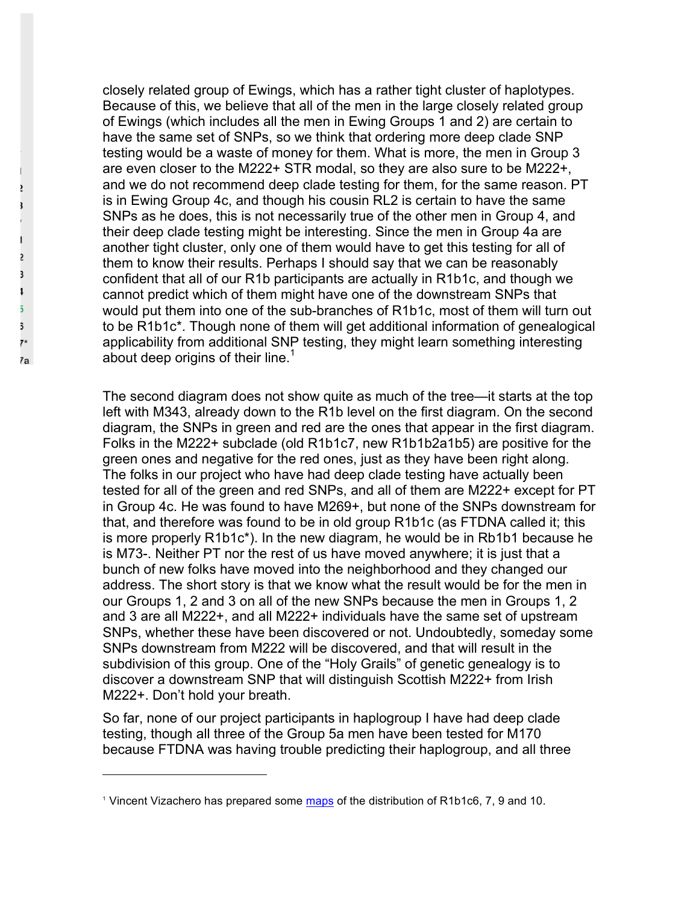closely related group of Ewings, which has a rather tight cluster of haplotypes. Because of this, we believe that all of the men in the large closely related group of Ewings (which includes all the men in Ewing Groups 1 and 2) are certain to have the same set of SNPs, so we think that ordering more deep clade SNP testing would be a waste of money for them. What is more, the men in Group 3 are even closer to the M222+ STR modal, so they are also sure to be M222+, and we do not recommend deep clade testing for them, for the same reason. PT is in Ewing Group 4c, and though his cousin RL2 is certain to have the same SNPs as he does, this is not necessarily true of the other men in Group 4, and their deep clade testing might be interesting. Since the men in Group 4a are another tight cluster, only one of them would have to get this testing for all of them to know their results. Perhaps I should say that we can be reasonably confident that all of our R1b participants are actually in R1b1c, and though we cannot predict which of them might have one of the downstream SNPs that would put them into one of the sub-branches of R1b1c, most of them will turn out to be R1b1c*. Though none of them will get additional information of genealogical applicability from additional SNP testing, they might learn something interesting about deep origins of their line.[1]

The second diagram does not show quite as much of the tree—it starts at the top left with M343, already down to the R1b level on the first diagram. On the second diagram, the SNPs in green and red are the ones that appear in the first diagram. Folks in the M222+ subclade (old R1b1c7, new R1b1b2a1b5) are positive for the green ones and negative for the red ones, just as they have been right along. The folks in our project who have had deep clade testing have actually been tested for all of the green and red SNPs, and all of them are M222+ except for PT in Group 4c. He was found to have M269+, but none of the SNPs downstream for that, and therefore was found to be in old group R1b1c (as FTDNA called it; this is more properly R1b1c*). In the new diagram, he would be in Rb1b1 because he is M73-. Neither PT nor the rest of us have moved anywhere; it is just that a bunch of new folks have moved into the neighborhood and they changed our address. The short story is that we know what the result would be for the men in our Groups 1, 2 and 3 on all of the new SNPs because the men in Groups 1, 2 and 3 are all M222+, and all M222+ individuals have the same set of upstream SNPs, whether these have been discovered or not. Undoubtedly, someday some SNPs downstream from M222 will be discovered, and that will result in the subdivision of this group. One of the "Holy Grails" of genetic genealogy is to discover a downstream SNP that will distinguish Scottish M222+ from Irish M222+. Don't hold your breath.

So far, none of our project participants in haplogroup I have had deep clade testing, though all three of the Group 5a men have been tested for M170 because FTDNA was having trouble predicting their haplogroup, and all three

---

[1] Vincent Vizachero has prepared some [maps](maps) of the distribution of R1b1c6, 7, 9 and 10.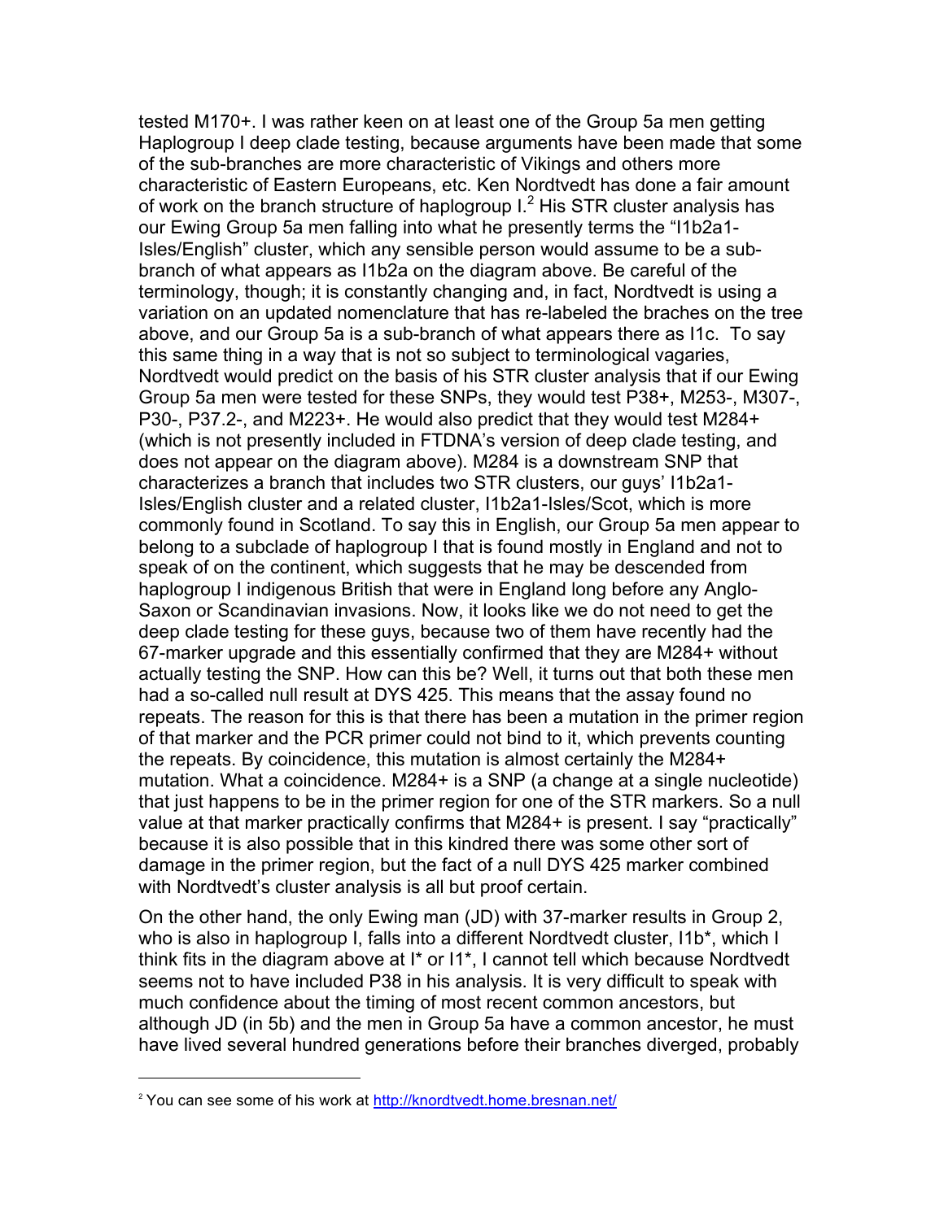tested M170+. I was rather keen on at least one of the Group 5a men getting Haplogroup I deep clade testing, because arguments have been made that some of the sub-branches are more characteristic of Vikings and others more characteristic of Eastern Europeans, etc. Ken Nordtvedt has done a fair amount of work on the branch structure of haplogroup I.[2] His STR cluster analysis has our Ewing Group 5a men falling into what he presently terms the "I1b2a1-Isles/English" cluster, which any sensible person would assume to be a sub-branch of what appears as I1b2a on the diagram above. Be careful of the terminology, though; it is constantly changing and, in fact, Nordtvedt is using a variation on an updated nomenclature that has re-labeled the braches on the tree above, and our Group 5a is a sub-branch of what appears there as I1c. To say this same thing in a way that is not so subject to terminological vagaries, Nordtvedt would predict on the basis of his STR cluster analysis that if our Ewing Group 5a men were tested for these SNPs, they would test P38+, M253-, M307-, P30-, P37.2-, and M223+. He would also predict that they would test M284+ (which is not presently included in FTDNA's version of deep clade testing, and does not appear on the diagram above). M284 is a downstream SNP that characterizes a branch that includes two STR clusters, our guys' I1b2a1-Isles/English cluster and a related cluster, I1b2a1-Isles/Scot, which is more commonly found in Scotland. To say this in English, our Group 5a men appear to belong to a subclade of haplogroup I that is found mostly in England and not to speak of on the continent, which suggests that he may be descended from haplogroup I indigenous British that were in England long before any Anglo-Saxon or Scandinavian invasions. Now, it looks like we do not need to get the deep clade testing for these guys, because two of them have recently had the 67-marker upgrade and this essentially confirmed that they are M284+ without actually testing the SNP. How can this be? Well, it turns out that both these men had a so-called null result at DYS 425. This means that the assay found no repeats. The reason for this is that there has been a mutation in the primer region of that marker and the PCR primer could not bind to it, which prevents counting the repeats. By coincidence, this mutation is almost certainly the M284+ mutation. What a coincidence. M284+ is a SNP (a change at a single nucleotide) that just happens to be in the primer region for one of the STR markers. So a null value at that marker practically confirms that M284+ is present. I say "practically" because it is also possible that in this kindred there was some other sort of damage in the primer region, but the fact of a null DYS 425 marker combined with Nordtvedt's cluster analysis is all but proof certain.

On the other hand, the only Ewing man (JD) with 37-marker results in Group 2, who is also in haplogroup I, falls into a different Nordtvedt cluster, I1b*, which I think fits in the diagram above at I* or I1*, I cannot tell which because Nordtvedt seems not to have included P38 in his analysis. It is very difficult to speak with much confidence about the timing of most recent common ancestors, but although JD (in 5b) and the men in Group 5a have a common ancestor, he must have lived several hundred generations before their branches diverged, probably

---

[2] You can see some of his work at http://knordtvedt.home.bresnan.net/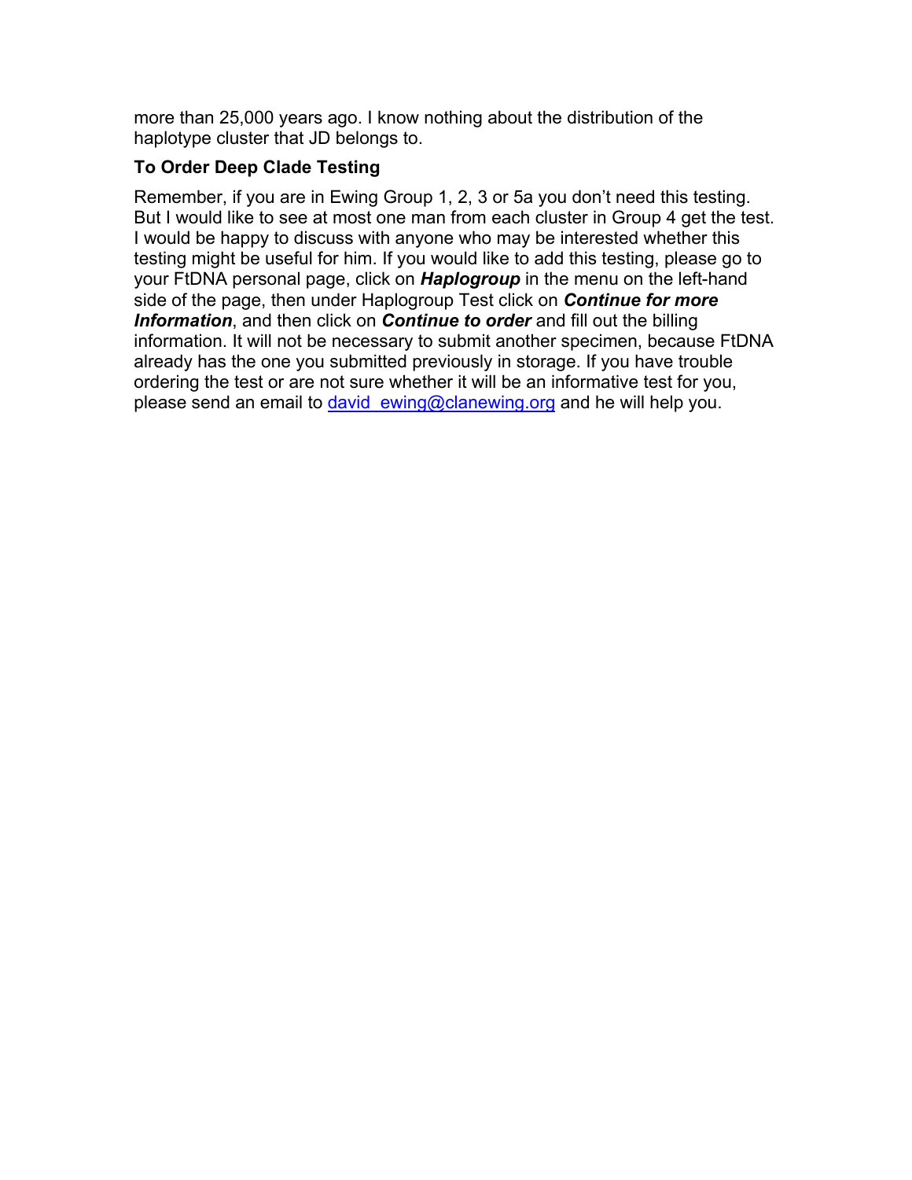more than 25,000 years ago. I know nothing about the distribution of the haplotype cluster that JD belongs to.

**To Order Deep Clade Testing**

Remember, if you are in Ewing Group 1, 2, 3 or 5a you don't need this testing. But I would like to see at most one man from each cluster in Group 4 get the test. I would be happy to discuss with anyone who may be interested whether this testing might be useful for him. If you would like to add this testing, please go to your FtDNA personal page, click on ***Haplogroup*** in the menu on the left-hand side of the page, then under Haplogroup Test click on ***Continue for more Information***, and then click on ***Continue to order*** and fill out the billing information. It will not be necessary to submit another specimen, because FtDNA already has the one you submitted previously in storage. If you have trouble ordering the test or are not sure whether it will be an informative test for you, please send an email to [david_ewing@clanewing.org](mailto:david_ewing@clanewing.org) and he will help you.